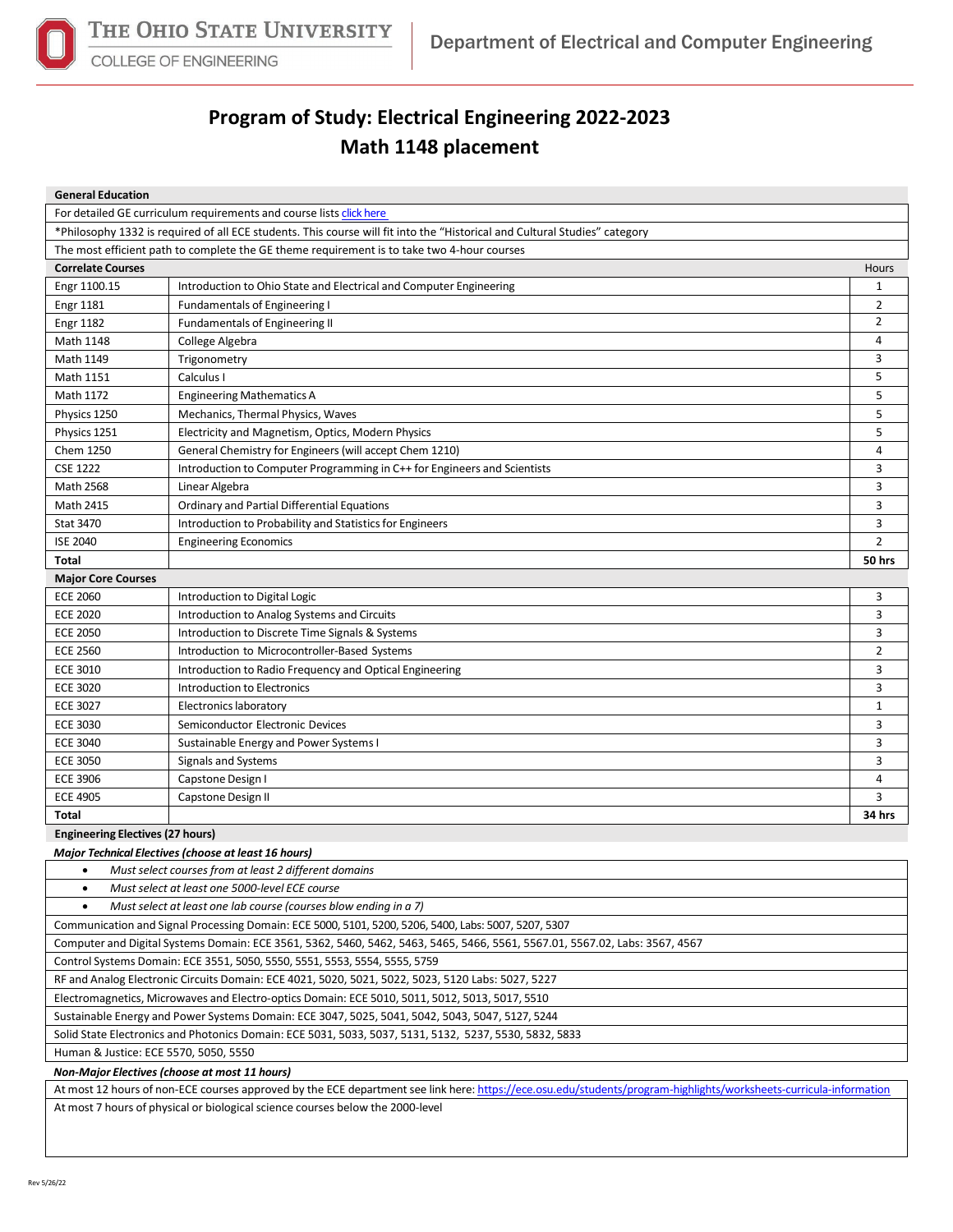The Ohio State University
College of Engineering

Department of Electrical and Computer Engineering

# Program of Study: Electrical Engineering 2022-2023
## Math 1148 placement

**General Education**

For detailed GE curriculum requirements and course lists click here

*Philosophy 1332 is required of all ECE students. This course will fit into the "Historical and Cultural Studies" category

The most efficient path to complete the GE theme requirement is to take two 4-hour courses

| **Correlate Courses** | | Hours |
|---|---|---|
| Engr 1100.15 | Introduction to Ohio State and Electrical and Computer Engineering | 1 |
| Engr 1181 | Fundamentals of Engineering I | 2 |
| Engr 1182 | Fundamentals of Engineering II | 2 |
| Math 1148 | College Algebra | 4 |
| Math 1149 | Trigonometry | 3 |
| Math 1151 | Calculus I | 5 |
| Math 1172 | Engineering Mathematics A | 5 |
| Physics 1250 | Mechanics, Thermal Physics, Waves | 5 |
| Physics 1251 | Electricity and Magnetism, Optics, Modern Physics | 5 |
| Chem 1250 | General Chemistry for Engineers (will accept Chem 1210) | 4 |
| CSE 1222 | Introduction to Computer Programming in C++ for Engineers and Scientists | 3 |
| Math 2568 | Linear Algebra | 3 |
| Math 2415 | Ordinary and Partial Differential Equations | 3 |
| Stat 3470 | Introduction to Probability and Statistics for Engineers | 3 |
| ISE 2040 | Engineering Economics | 2 |
| **Total** | | **50 hrs** |

| **Major Core Courses** | | |
|---|---|---|
| ECE 2060 | Introduction to Digital Logic | 3 |
| ECE 2020 | Introduction to Analog Systems and Circuits | 3 |
| ECE 2050 | Introduction to Discrete Time Signals & Systems | 3 |
| ECE 2560 | Introduction to Microcontroller-Based Systems | 2 |
| ECE 3010 | Introduction to Radio Frequency and Optical Engineering | 3 |
| ECE 3020 | Introduction to Electronics | 3 |
| ECE 3027 | Electronics laboratory | 1 |
| ECE 3030 | Semiconductor Electronic Devices | 3 |
| ECE 3040 | Sustainable Energy and Power Systems I | 3 |
| ECE 3050 | Signals and Systems | 3 |
| ECE 3906 | Capstone Design I | 4 |
| ECE 4905 | Capstone Design II | 3 |
| **Total** | | **34 hrs** |

**Engineering Electives (27 hours)**

***Major Technical Electives (choose at least 16 hours)***

- *Must select courses from at least 2 different domains*
- *Must select at least one 5000-level ECE course*
- *Must select at least one lab course (courses blow ending in a 7)*

Communication and Signal Processing Domain: ECE 5000, 5101, 5200, 5206, 5400, Labs: 5007, 5207, 5307

Computer and Digital Systems Domain: ECE 3561, 5362, 5460, 5462, 5463, 5465, 5466, 5561, 5567.01, 5567.02, Labs: 3567, 4567

Control Systems Domain: ECE 3551, 5050, 5550, 5551, 5553, 5554, 5555, 5759

RF and Analog Electronic Circuits Domain: ECE 4021, 5020, 5021, 5022, 5023, 5120 Labs: 5027, 5227

Electromagnetics, Microwaves and Electro-optics Domain: ECE 5010, 5011, 5012, 5013, 5017, 5510

Sustainable Energy and Power Systems Domain: ECE 3047, 5025, 5041, 5042, 5043, 5047, 5127, 5244

Solid State Electronics and Photonics Domain: ECE 5031, 5033, 5037, 5131, 5132, 5237, 5530, 5832, 5833

Human & Justice: ECE 5570, 5050, 5550

***Non-Major Electives (choose at most 11 hours)***

At most 12 hours of non-ECE courses approved by the ECE department see link here: https://ece.osu.edu/students/program-highlights/worksheets-curricula-information

At most 7 hours of physical or biological science courses below the 2000-level

Rev 5/26/22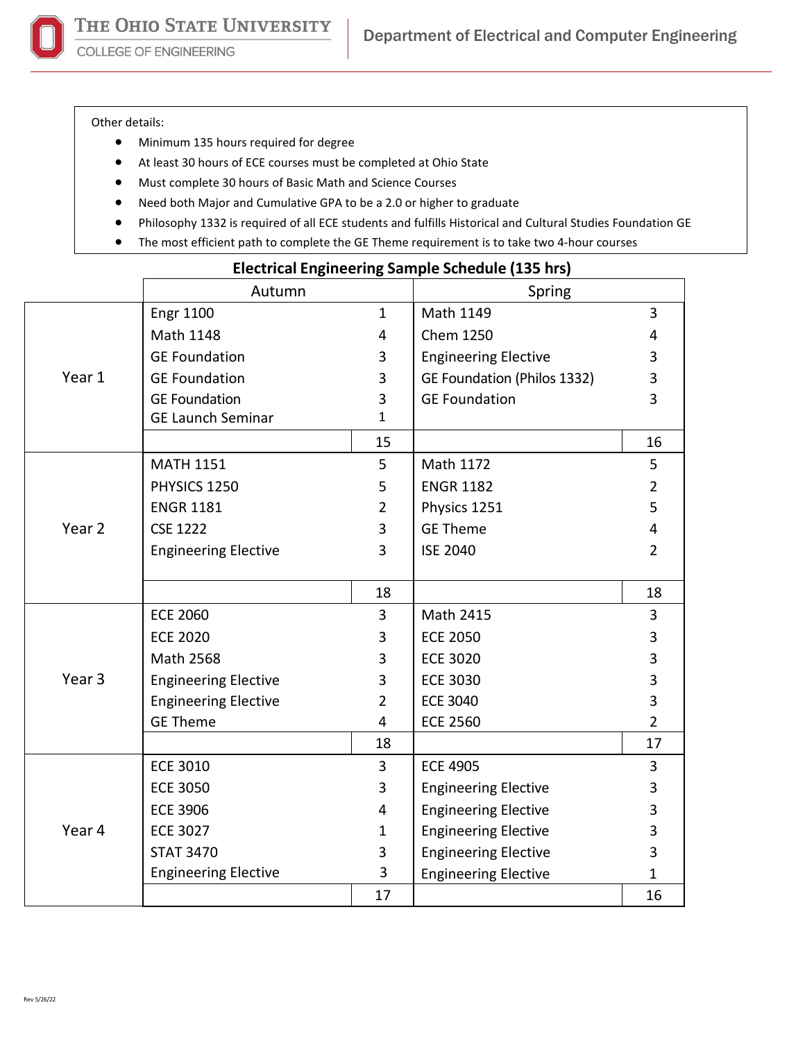Other details:

- Minimum 135 hours required for degree
- At least 30 hours of ECE courses must be completed at Ohio State
- Must complete 30 hours of Basic Math and Science Courses
- Need both Major and Cumulative GPA to be a 2.0 or higher to graduate
- Philosophy 1332 is required of all ECE students and fulfills Historical and Cultural Studies Foundation GE
- The most efficient path to complete the GE Theme requirement is to take two 4-hour courses

## Electrical Engineering Sample Schedule (135 hrs)

| | Autumn | | Spring | |
|---|---|---|---|---|
| Year 1 | Engr 1100 | 1 | Math 1149 | 3 |
| | Math 1148 | 4 | Chem 1250 | 4 |
| | GE Foundation | 3 | Engineering Elective | 3 |
| | GE Foundation | 3 | GE Foundation (Philos 1332) | 3 |
| | GE Foundation | 3 | GE Foundation | 3 |
| | GE Launch Seminar | 1 | | |
| | | 15 | | 16 |
| Year 2 | MATH 1151 | 5 | Math 1172 | 5 |
| | PHYSICS 1250 | 5 | ENGR 1182 | 2 |
| | ENGR 1181 | 2 | Physics 1251 | 5 |
| | CSE 1222 | 3 | GE Theme | 4 |
| | Engineering Elective | 3 | ISE 2040 | 2 |
| | | 18 | | 18 |
| Year 3 | ECE 2060 | 3 | Math 2415 | 3 |
| | ECE 2020 | 3 | ECE 2050 | 3 |
| | Math 2568 | 3 | ECE 3020 | 3 |
| | Engineering Elective | 3 | ECE 3030 | 3 |
| | Engineering Elective | 2 | ECE 3040 | 3 |
| | GE Theme | 4 | ECE 2560 | 2 |
| | | 18 | | 17 |
| Year 4 | ECE 3010 | 3 | ECE 4905 | 3 |
| | ECE 3050 | 3 | Engineering Elective | 3 |
| | ECE 3906 | 4 | Engineering Elective | 3 |
| | ECE 3027 | 1 | Engineering Elective | 3 |
| | STAT 3470 | 3 | Engineering Elective | 3 |
| | Engineering Elective | 3 | Engineering Elective | 1 |
| | | 17 | | 16 |

Rev 5/26/22